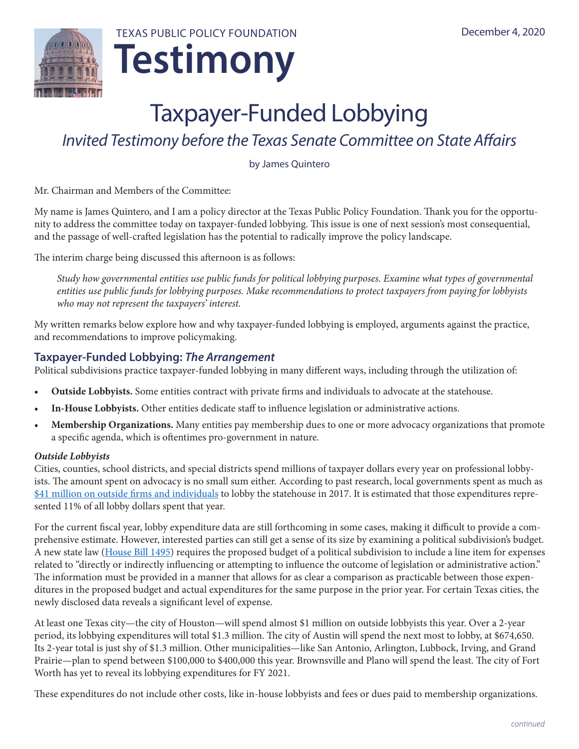TEXAS PUBLIC POLICY FOUNDATION

# Testimony

December 4, 2020

# Taxpayer-Funded Lobbying

*Invited Testimony before the Texas Senate Committee on State Affairs*

by James Quintero

Mr. Chairman and Members of the Committee:

My name is James Quintero, and I am a policy director at the Texas Public Policy Foundation. Thank you for the opportunity to address the committee today on taxpayer-funded lobbying. This issue is one of next session's most consequential, and the passage of well-crafted legislation has the potential to radically improve the policy landscape.

The interim charge being discussed this afternoon is as follows:

> *Study how governmental entities use public funds for political lobbying purposes. Examine what types of governmental entities use public funds for lobbying purposes. Make recommendations to protect taxpayers from paying for lobbyists who may not represent the taxpayers' interest.*

My written remarks below explore how and why taxpayer-funded lobbying is employed, arguments against the practice, and recommendations to improve policymaking.

## Taxpayer-Funded Lobbying: *The Arrangement*

Political subdivisions practice taxpayer-funded lobbying in many different ways, including through the utilization of:

- **Outside Lobbyists.** Some entities contract with private firms and individuals to advocate at the statehouse.
- **In-House Lobbyists.** Other entities dedicate staff to influence legislation or administrative actions.
- **Membership Organizations.** Many entities pay membership dues to one or more advocacy organizations that promote a specific agenda, which is oftentimes pro-government in nature.

### *Outside Lobbyists*

Cities, counties, school districts, and special districts spend millions of taxpayer dollars every year on professional lobbyists. The amount spent on advocacy is no small sum either. According to past research, local governments spent as much as $41 million on outside firms and individuals to lobby the statehouse in 2017. It is estimated that those expenditures represented 11% of all lobby dollars spent that year.

For the current fiscal year, lobby expenditure data are still forthcoming in some cases, making it difficult to provide a comprehensive estimate. However, interested parties can still get a sense of its size by examining a political subdivision's budget. A new state law (House Bill 1495) requires the proposed budget of a political subdivision to include a line item for expenses related to "directly or indirectly influencing or attempting to influence the outcome of legislation or administrative action." The information must be provided in a manner that allows for as clear a comparison as practicable between those expenditures in the proposed budget and actual expenditures for the same purpose in the prior year. For certain Texas cities, the newly disclosed data reveals a significant level of expense.

At least one Texas city—the city of Houston—will spend almost $1 million on outside lobbyists this year. Over a 2-year period, its lobbying expenditures will total $1.3 million. The city of Austin will spend the next most to lobby, at $674,650. Its 2-year total is just shy of $1.3 million. Other municipalities—like San Antonio, Arlington, Lubbock, Irving, and Grand Prairie—plan to spend between $100,000 to $400,000 this year. Brownsville and Plano will spend the least. The city of Fort Worth has yet to reveal its lobbying expenditures for FY 2021.

These expenditures do not include other costs, like in-house lobbyists and fees or dues paid to membership organizations.

*continued*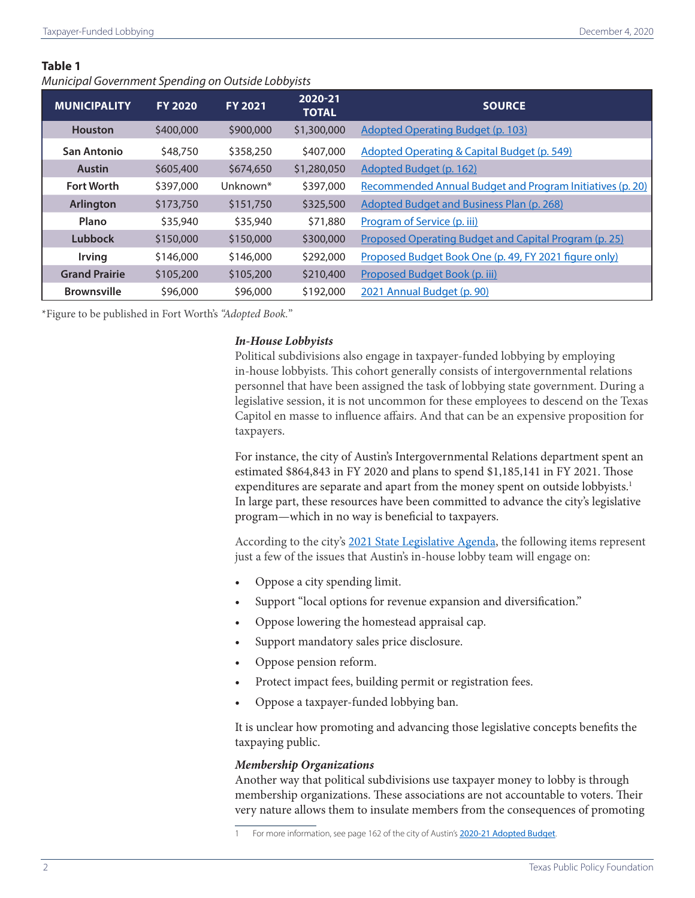**Table 1**

*Municipal Government Spending on Outside Lobbyists*

| MUNICIPALITY | FY 2020 | FY 2021 | 2020-21 TOTAL | SOURCE |
|---|---|---|---|---|
| Houston | $400,000 | $900,000 | $1,300,000 | Adopted Operating Budget (p. 103) |
| San Antonio | $48,750 | $358,250 | $407,000 | Adopted Operating & Capital Budget (p. 549) |
| Austin | $605,400 | $674,650 | $1,280,050 | Adopted Budget (p. 162) |
| Fort Worth | $397,000 | Unknown* | $397,000 | Recommended Annual Budget and Program Initiatives (p. 20) |
| Arlington | $173,750 | $151,750 | $325,500 | Adopted Budget and Business Plan (p. 268) |
| Plano | $35,940 | $35,940 | $71,880 | Program of Service (p. iii) |
| Lubbock | $150,000 | $150,000 | $300,000 | Proposed Operating Budget and Capital Program (p. 25) |
| Irving | $146,000 | $146,000 | $292,000 | Proposed Budget Book One (p. 49, FY 2021 figure only) |
| Grand Prairie | $105,200 | $105,200 | $210,400 | Proposed Budget Book (p. iii) |
| Brownsville | $96,000 | $96,000 | $192,000 | 2021 Annual Budget (p. 90) |

*Figure to be published in Fort Worth's *"Adopted Book."*

### *In-House Lobbyists*

Political subdivisions also engage in taxpayer-funded lobbying by employing in-house lobbyists. This cohort generally consists of intergovernmental relations personnel that have been assigned the task of lobbying state government. During a legislative session, it is not uncommon for these employees to descend on the Texas Capitol en masse to influence affairs. And that can be an expensive proposition for taxpayers.

For instance, the city of Austin's Intergovernmental Relations department spent an estimated $864,843 in FY 2020 and plans to spend $1,185,141 in FY 2021. Those expenditures are separate and apart from the money spent on outside lobbyists.[1] In large part, these resources have been committed to advance the city's legislative program—which in no way is beneficial to taxpayers.

According to the city's 2021 State Legislative Agenda, the following items represent just a few of the issues that Austin's in-house lobby team will engage on:

- Oppose a city spending limit.
- Support "local options for revenue expansion and diversification."
- Oppose lowering the homestead appraisal cap.
- Support mandatory sales price disclosure.
- Oppose pension reform.
- Protect impact fees, building permit or registration fees.
- Oppose a taxpayer-funded lobbying ban.

It is unclear how promoting and advancing those legislative concepts benefits the taxpaying public.

### *Membership Organizations*

Another way that political subdivisions use taxpayer money to lobby is through membership organizations. These associations are not accountable to voters. Their very nature allows them to insulate members from the consequences of promoting

1 For more information, see page 162 of the city of Austin's 2020-21 Adopted Budget.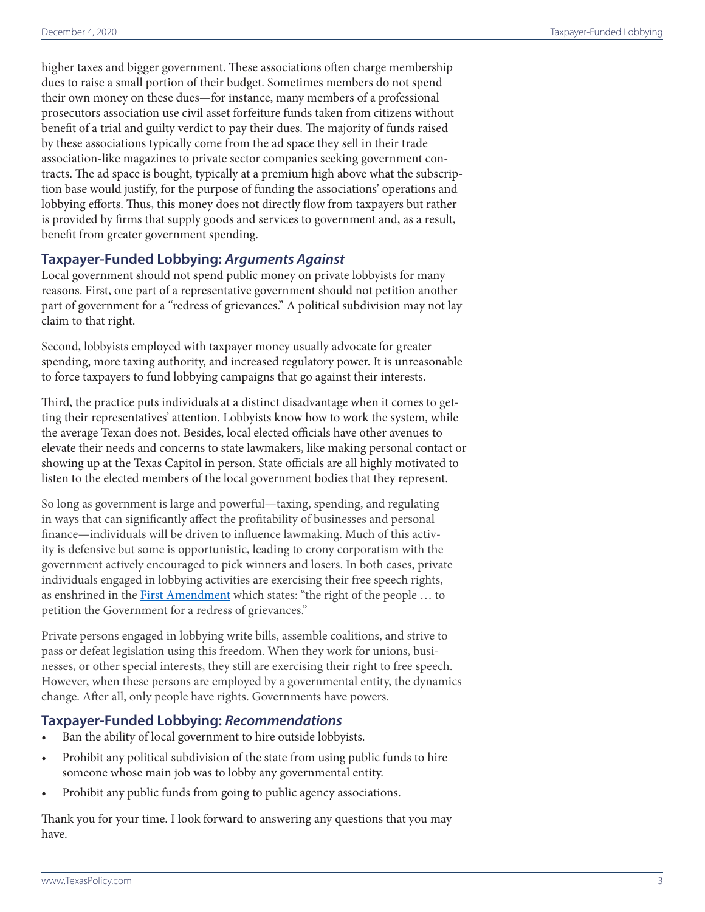higher taxes and bigger government. These associations often charge membership dues to raise a small portion of their budget. Sometimes members do not spend their own money on these dues—for instance, many members of a professional prosecutors association use civil asset forfeiture funds taken from citizens without benefit of a trial and guilty verdict to pay their dues. The majority of funds raised by these associations typically come from the ad space they sell in their trade association-like magazines to private sector companies seeking government contracts. The ad space is bought, typically at a premium high above what the subscription base would justify, for the purpose of funding the associations' operations and lobbying efforts. Thus, this money does not directly flow from taxpayers but rather is provided by firms that supply goods and services to government and, as a result, benefit from greater government spending.

### Taxpayer-Funded Lobbying: *Arguments Against*

Local government should not spend public money on private lobbyists for many reasons. First, one part of a representative government should not petition another part of government for a "redress of grievances." A political subdivision may not lay claim to that right.

Second, lobbyists employed with taxpayer money usually advocate for greater spending, more taxing authority, and increased regulatory power. It is unreasonable to force taxpayers to fund lobbying campaigns that go against their interests.

Third, the practice puts individuals at a distinct disadvantage when it comes to getting their representatives' attention. Lobbyists know how to work the system, while the average Texan does not. Besides, local elected officials have other avenues to elevate their needs and concerns to state lawmakers, like making personal contact or showing up at the Texas Capitol in person. State officials are all highly motivated to listen to the elected members of the local government bodies that they represent.

So long as government is large and powerful—taxing, spending, and regulating in ways that can significantly affect the profitability of businesses and personal finance—individuals will be driven to influence lawmaking. Much of this activity is defensive but some is opportunistic, leading to crony corporatism with the government actively encouraged to pick winners and losers. In both cases, private individuals engaged in lobbying activities are exercising their free speech rights, as enshrined in the First Amendment which states: "the right of the people … to petition the Government for a redress of grievances."

Private persons engaged in lobbying write bills, assemble coalitions, and strive to pass or defeat legislation using this freedom. When they work for unions, businesses, or other special interests, they still are exercising their right to free speech. However, when these persons are employed by a governmental entity, the dynamics change. After all, only people have rights. Governments have powers.

### Taxpayer-Funded Lobbying: *Recommendations*

- Ban the ability of local government to hire outside lobbyists.
- Prohibit any political subdivision of the state from using public funds to hire someone whose main job was to lobby any governmental entity.
- Prohibit any public funds from going to public agency associations.

Thank you for your time. I look forward to answering any questions that you may have.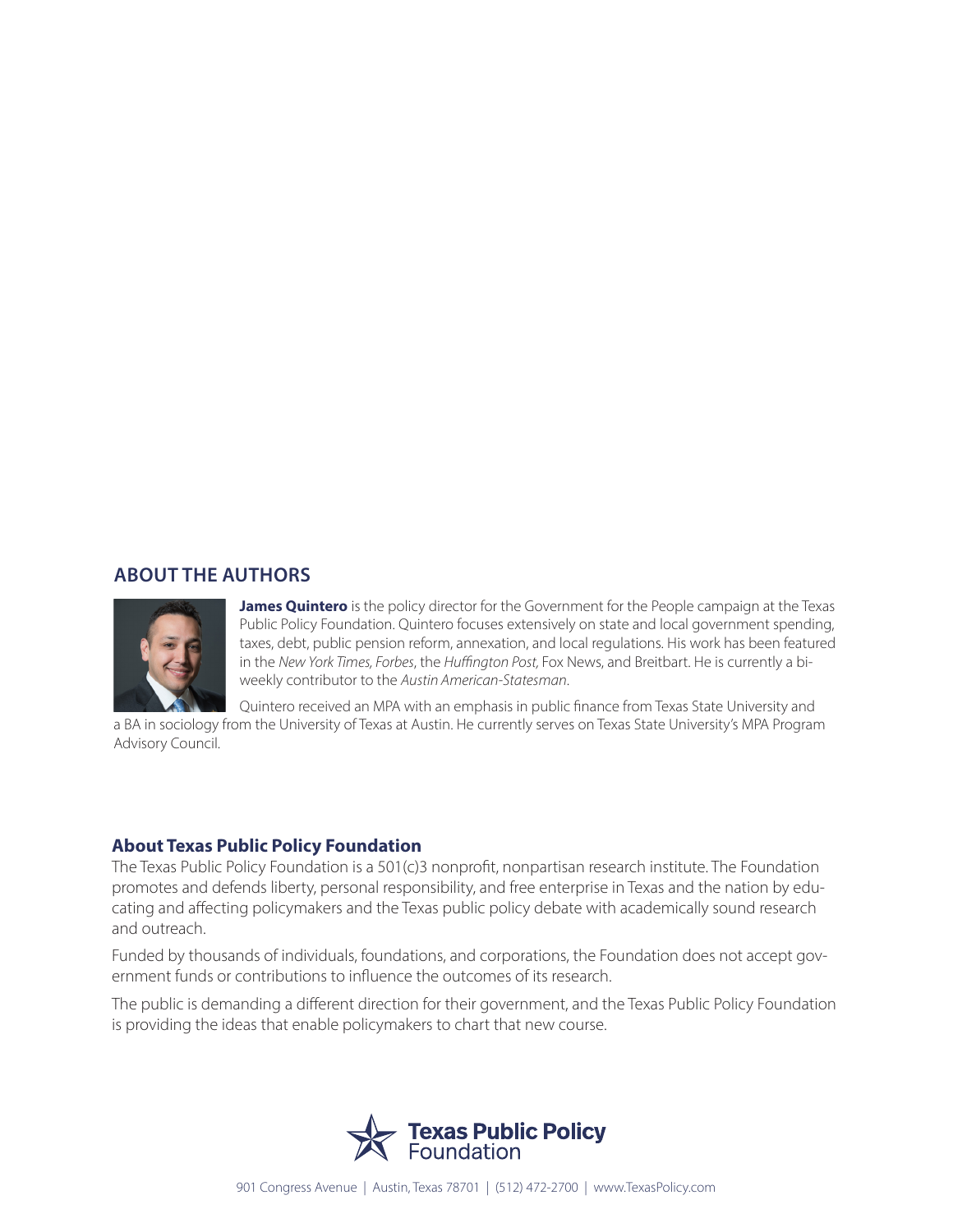## ABOUT THE AUTHORS

**James Quintero** is the policy director for the Government for the People campaign at the Texas Public Policy Foundation. Quintero focuses extensively on state and local government spending, taxes, debt, public pension reform, annexation, and local regulations. His work has been featured in the *New York Times, Forbes*, the *Huffington Post,* Fox News, and Breitbart. He is currently a bi-weekly contributor to the *Austin American-Statesman*.

Quintero received an MPA with an emphasis in public finance from Texas State University and a BA in sociology from the University of Texas at Austin. He currently serves on Texas State University's MPA Program Advisory Council.

### About Texas Public Policy Foundation

The Texas Public Policy Foundation is a 501(c)3 nonprofit, nonpartisan research institute. The Foundation promotes and defends liberty, personal responsibility, and free enterprise in Texas and the nation by educating and affecting policymakers and the Texas public policy debate with academically sound research and outreach.

Funded by thousands of individuals, foundations, and corporations, the Foundation does not accept government funds or contributions to influence the outcomes of its research.

The public is demanding a different direction for their government, and the Texas Public Policy Foundation is providing the ideas that enable policymakers to chart that new course.

Texas Public Policy Foundation

901 Congress Avenue | Austin, Texas 78701 | (512) 472-2700 | www.TexasPolicy.com